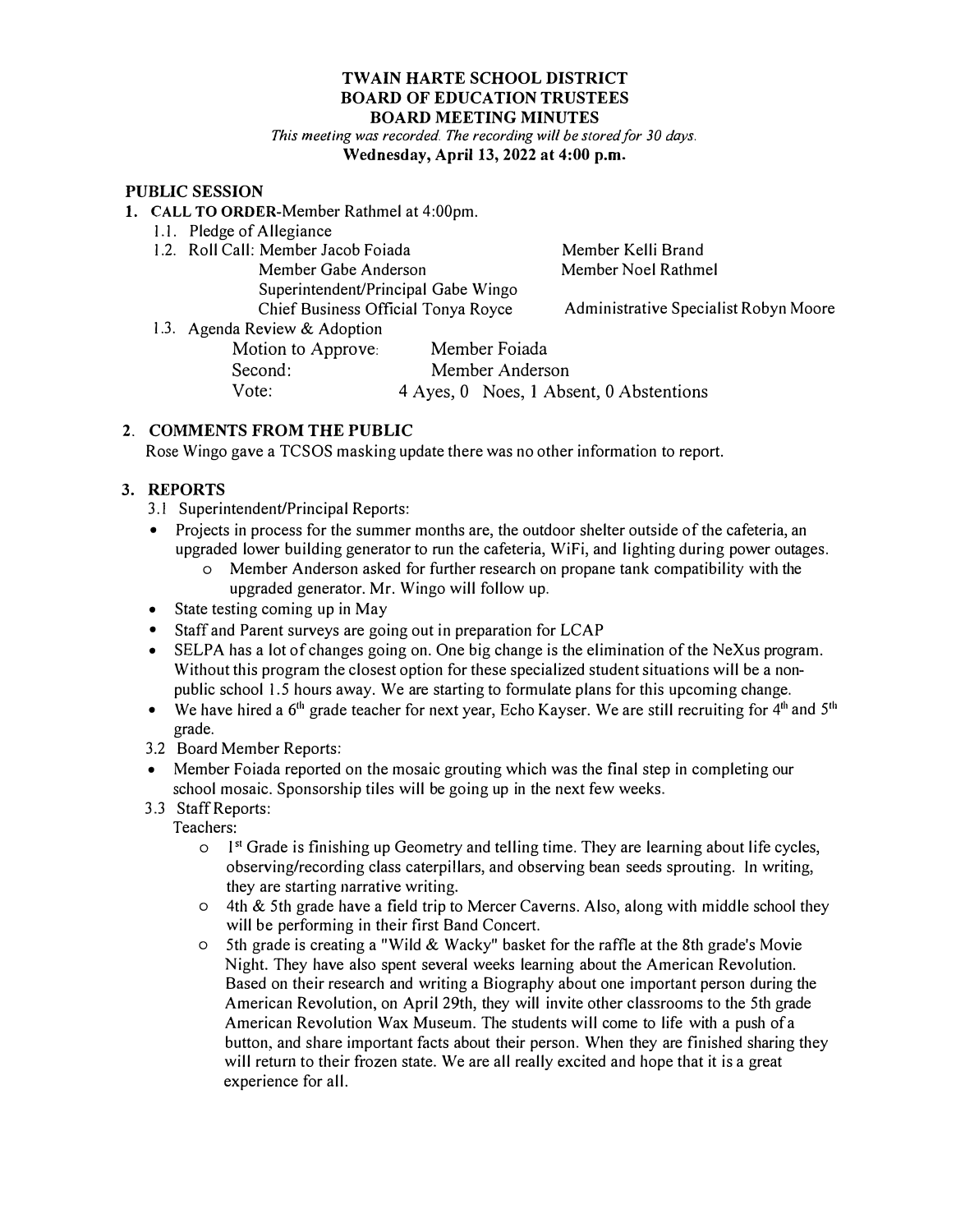# TWAIN HARTE SCHOOL DISTRICT
# BOARD OF EDUCATION TRUSTEES
# BOARD MEETING MINUTES

*This meeting was recorded. The recording will be stored for 30 days.*

**Wednesday, April 13, 2022 at 4:00 p.m.**

## PUBLIC SESSION

1. **CALL TO ORDER**-Member Rathmel at 4:00pm.
   - 1.1. Pledge of Allegiance
   - 1.2. Roll Call: Member Jacob Foiada, Member Kelli Brand, Member Gabe Anderson, Member Noel Rathmel, Superintendent/Principal Gabe Wingo, Chief Business Official Tonya Royce, Administrative Specialist Robyn Moore
   - 1.3. Agenda Review & Adoption

     Motion to Approve: Member Foiada
     Second: Member Anderson
     Vote: 4 Ayes, 0 Noes, 1 Absent, 0 Abstentions

2. **COMMENTS FROM THE PUBLIC**

   Rose Wingo gave a TCSOS masking update there was no other information to report.

3. **REPORTS**

   3.1 Superintendent/Principal Reports:

   - Projects in process for the summer months are, the outdoor shelter outside of the cafeteria, an upgraded lower building generator to run the cafeteria, WiFi, and lighting during power outages.
     - Member Anderson asked for further research on propane tank compatibility with the upgraded generator. Mr. Wingo will follow up.
   - State testing coming up in May
   - Staff and Parent surveys are going out in preparation for LCAP
   - SELPA has a lot of changes going on. One big change is the elimination of the NeXus program. Without this program the closest option for these specialized student situations will be a non-public school 1.5 hours away. We are starting to formulate plans for this upcoming change.
   - We have hired a 6th grade teacher for next year, Echo Kayser. We are still recruiting for 4th and 5th grade.

   3.2 Board Member Reports:

   - Member Foiada reported on the mosaic grouting which was the final step in completing our school mosaic. Sponsorship tiles will be going up in the next few weeks.

   3.3 Staff Reports:

   Teachers:

   - 1st Grade is finishing up Geometry and telling time. They are learning about life cycles, observing/recording class caterpillars, and observing bean seeds sprouting. In writing, they are starting narrative writing.
   - 4th & 5th grade have a field trip to Mercer Caverns. Also, along with middle school they will be performing in their first Band Concert.
   - 5th grade is creating a "Wild & Wacky" basket for the raffle at the 8th grade's Movie Night. They have also spent several weeks learning about the American Revolution. Based on their research and writing a Biography about one important person during the American Revolution, on April 29th, they will invite other classrooms to the 5th grade American Revolution Wax Museum. The students will come to life with a push of a button, and share important facts about their person. When they are finished sharing they will return to their frozen state. We are all really excited and hope that it is a great experience for all.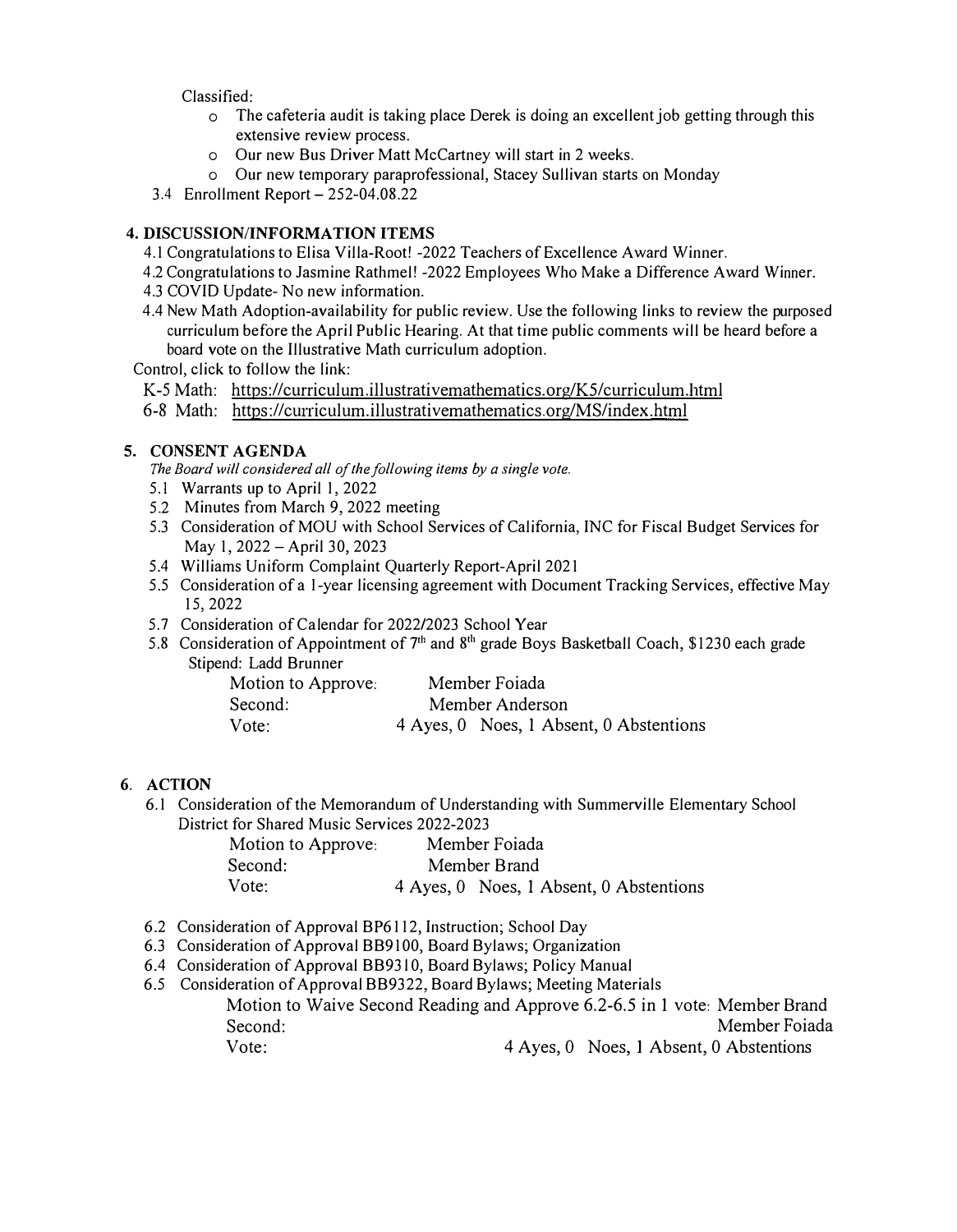Classified:

- The cafeteria audit is taking place Derek is doing an excellent job getting through this extensive review process.
- Our new Bus Driver Matt McCartney will start in 2 weeks.
- Our new temporary paraprofessional, Stacey Sullivan starts on Monday

3.4 Enrollment Report – 252-04.08.22

## 4. DISCUSSION/INFORMATION ITEMS

4.1 Congratulations to Elisa Villa-Root! -2022 Teachers of Excellence Award Winner.

4.2 Congratulations to Jasmine Rathmel! -2022 Employees Who Make a Difference Award Winner.

4.3 COVID Update- No new information.

4.4 New Math Adoption-availability for public review. Use the following links to review the purposed curriculum before the April Public Hearing. At that time public comments will be heard before a board vote on the Illustrative Math curriculum adoption.

Control, click to follow the link:

K-5 Math: https://curriculum.illustrativemathematics.org/K5/curriculum.html

6-8 Math: https://curriculum.illustrativemathematics.org/MS/index.html

## 5. CONSENT AGENDA

*The Board will considered all of the following items by a single vote.*

5.1 Warrants up to April 1, 2022

5.2 Minutes from March 9, 2022 meeting

5.3 Consideration of MOU with School Services of California, INC for Fiscal Budget Services for May 1, 2022 – April 30, 2023

5.4 Williams Uniform Complaint Quarterly Report-April 2021

5.5 Consideration of a 1-year licensing agreement with Document Tracking Services, effective May 15, 2022

5.7 Consideration of Calendar for 2022/2023 School Year

5.8 Consideration of Appointment of 7th and 8th grade Boys Basketball Coach, $1230 each grade Stipend: Ladd Brunner

Motion to Approve: Member Foiada
Second: Member Anderson
Vote: 4 Ayes, 0 Noes, 1 Absent, 0 Abstentions

## 6. ACTION

6.1 Consideration of the Memorandum of Understanding with Summerville Elementary School District for Shared Music Services 2022-2023

Motion to Approve: Member Foiada
Second: Member Brand
Vote: 4 Ayes, 0 Noes, 1 Absent, 0 Abstentions

6.2 Consideration of Approval BP6112, Instruction; School Day

6.3 Consideration of Approval BB9100, Board Bylaws; Organization

6.4 Consideration of Approval BB9310, Board Bylaws; Policy Manual

6.5 Consideration of Approval BB9322, Board Bylaws; Meeting Materials

Motion to Waive Second Reading and Approve 6.2-6.5 in 1 vote: Member Brand
Second: Member Foiada
Vote: 4 Ayes, 0 Noes, 1 Absent, 0 Abstentions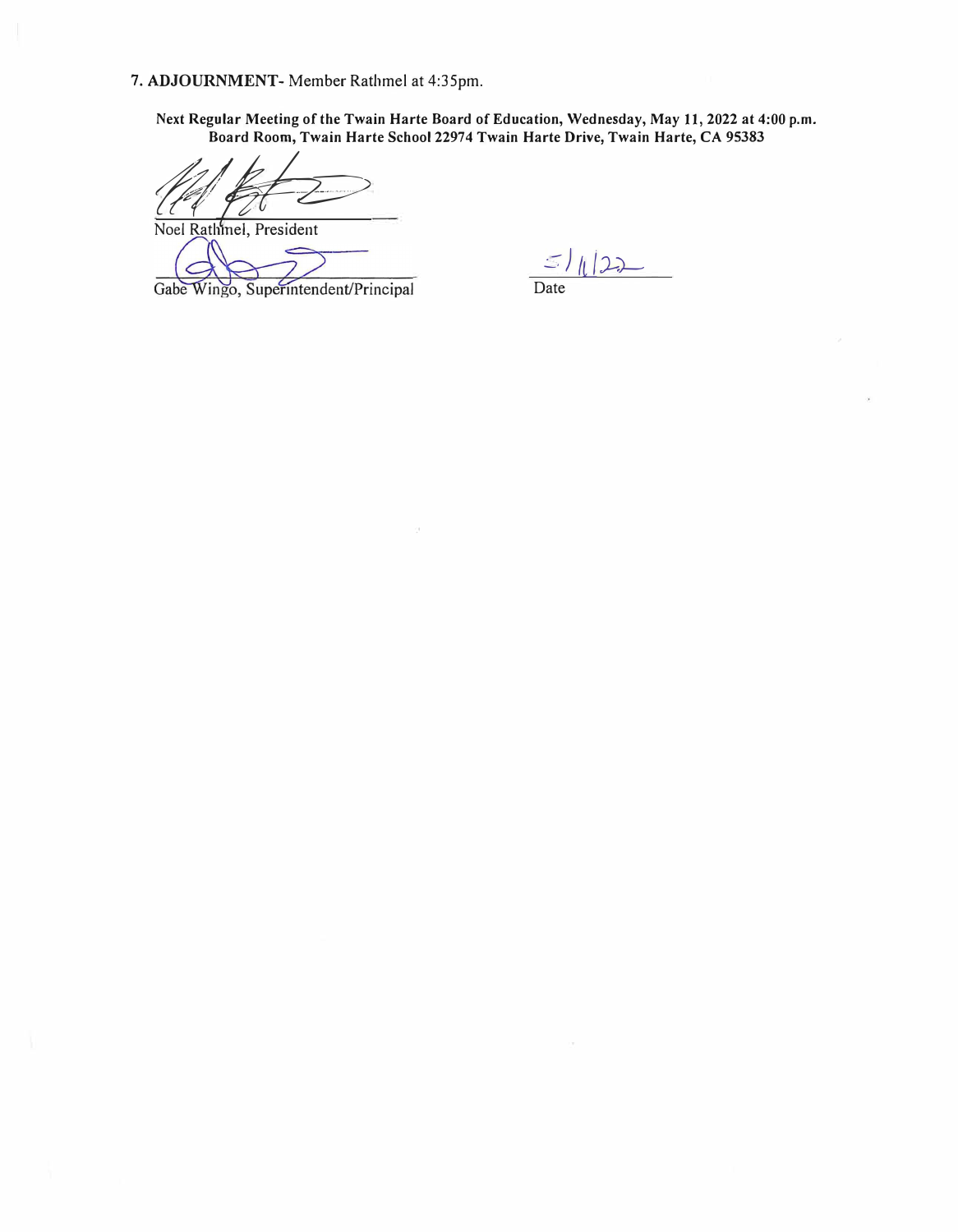**7. ADJOURNMENT-** Member Rathmel at 4:35pm.

**Next Regular Meeting of the Twain Harte Board of Education, Wednesday, May 11, 2022 at 4:00 p.m. Board Room, Twain Harte School 22974 Twain Harte Drive, Twain Harte, CA 95383**

Noel Rathmel, President

Gabe Wingo, Superintendent/Principal

5/11/22
Date